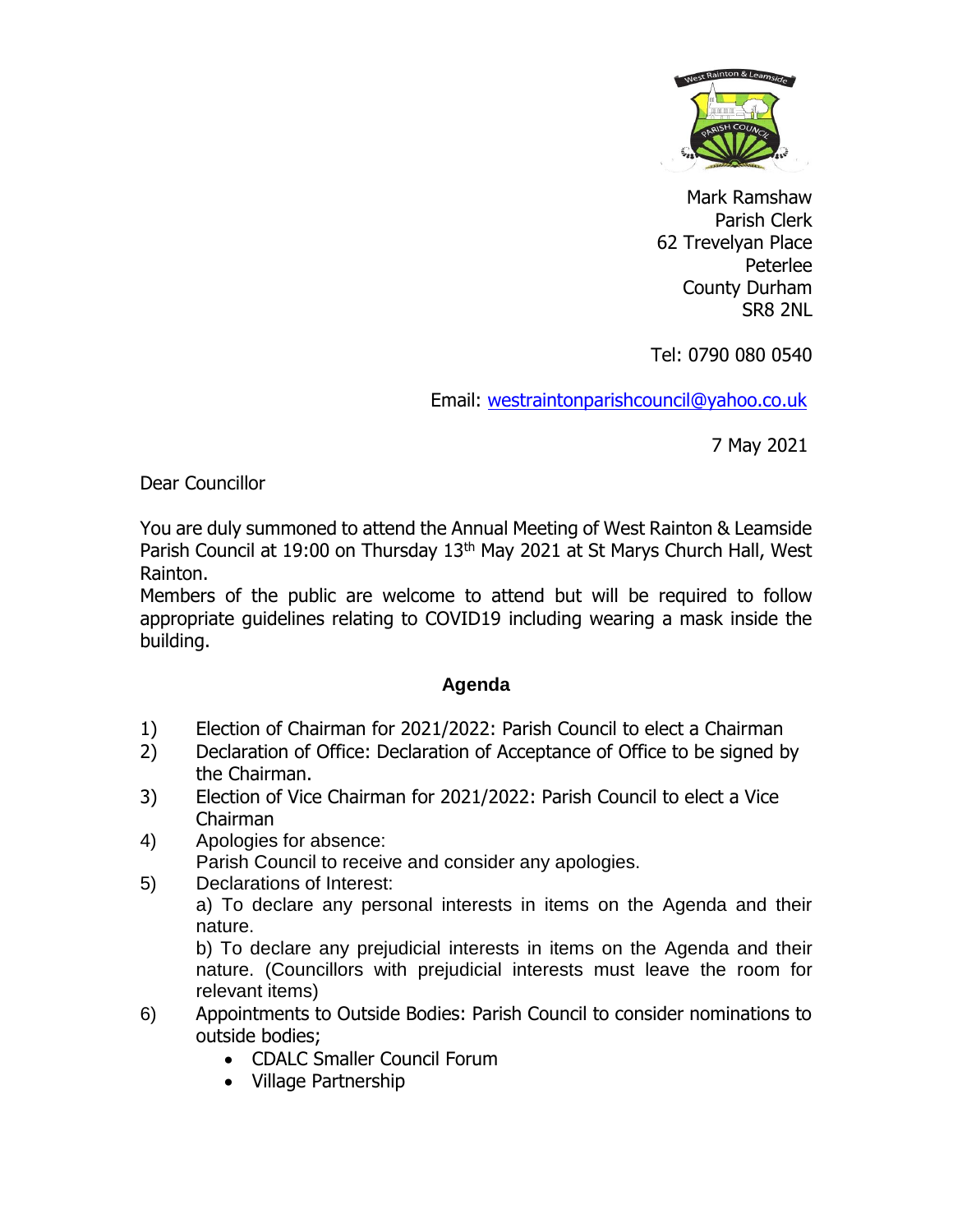Mark Ramshaw  
Parish Clerk  
62 Trevelyan Place  
Peterlee  
County Durham  
SR8 2NL

Tel: 0790 080 0540

Email: westraintonparishcouncil@yahoo.co.uk

7 May 2021

Dear Councillor

You are duly summoned to attend the Annual Meeting of West Rainton & Leamside Parish Council at 19:00 on Thursday 13th May 2021 at St Marys Church Hall, West Rainton.

Members of the public are welcome to attend but will be required to follow appropriate guidelines relating to COVID19 including wearing a mask inside the building.

## Agenda

1) Election of Chairman for 2021/2022: Parish Council to elect a Chairman
2) Declaration of Office: Declaration of Acceptance of Office to be signed by the Chairman.
3) Election of Vice Chairman for 2021/2022: Parish Council to elect a Vice Chairman
4) Apologies for absence:
   Parish Council to receive and consider any apologies.
5) Declarations of Interest:
   a) To declare any personal interests in items on the Agenda and their nature.
   b) To declare any prejudicial interests in items on the Agenda and their nature. (Councillors with prejudicial interests must leave the room for relevant items)
6) Appointments to Outside Bodies: Parish Council to consider nominations to outside bodies;
   - CDALC Smaller Council Forum
   - Village Partnership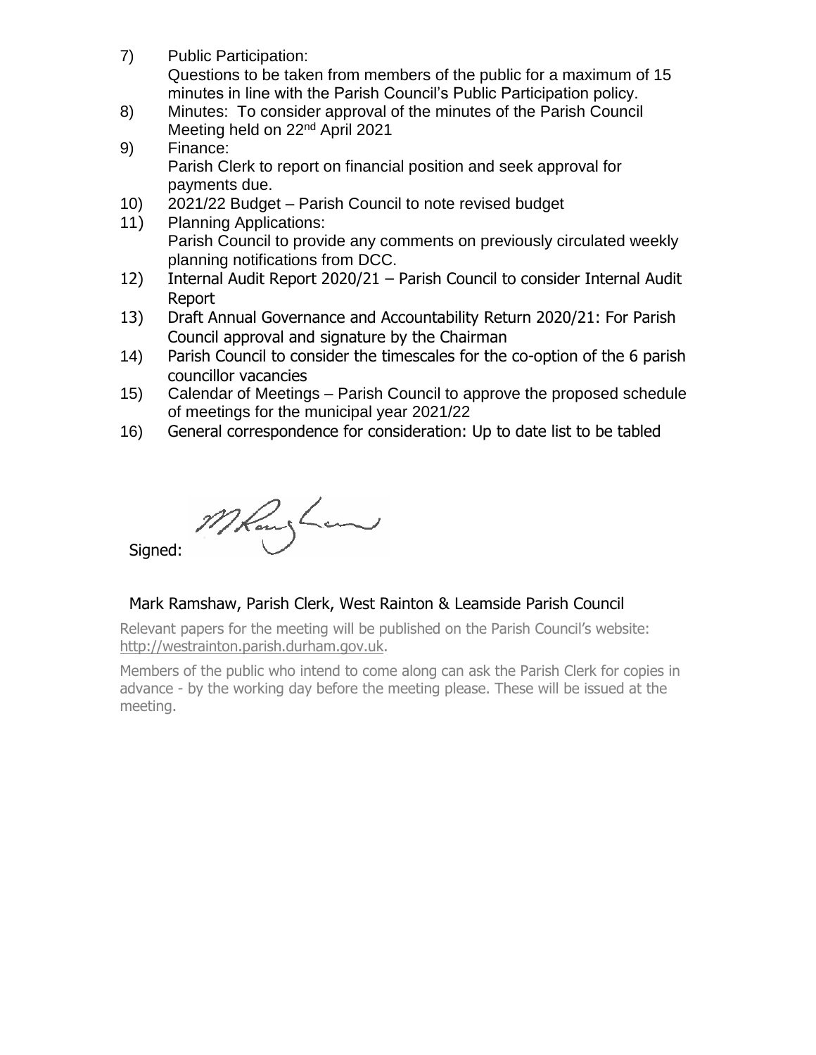7) Public Participation:
   Questions to be taken from members of the public for a maximum of 15 minutes in line with the Parish Council's Public Participation policy.

8) Minutes: To consider approval of the minutes of the Parish Council Meeting held on 22nd April 2021

9) Finance:
   Parish Clerk to report on financial position and seek approval for payments due.

10) 2021/22 Budget – Parish Council to note revised budget

11) Planning Applications:
    Parish Council to provide any comments on previously circulated weekly planning notifications from DCC.

12) Internal Audit Report 2020/21 – Parish Council to consider Internal Audit Report

13) Draft Annual Governance and Accountability Return 2020/21: For Parish Council approval and signature by the Chairman

14) Parish Council to consider the timescales for the co-option of the 6 parish councillor vacancies

15) Calendar of Meetings – Parish Council to approve the proposed schedule of meetings for the municipal year 2021/22

16) General correspondence for consideration: Up to date list to be tabled

Signed:

Mark Ramshaw, Parish Clerk, West Rainton & Leamside Parish Council

Relevant papers for the meeting will be published on the Parish Council's website: http://westrainton.parish.durham.gov.uk.

Members of the public who intend to come along can ask the Parish Clerk for copies in advance - by the working day before the meeting please. These will be issued at the meeting.